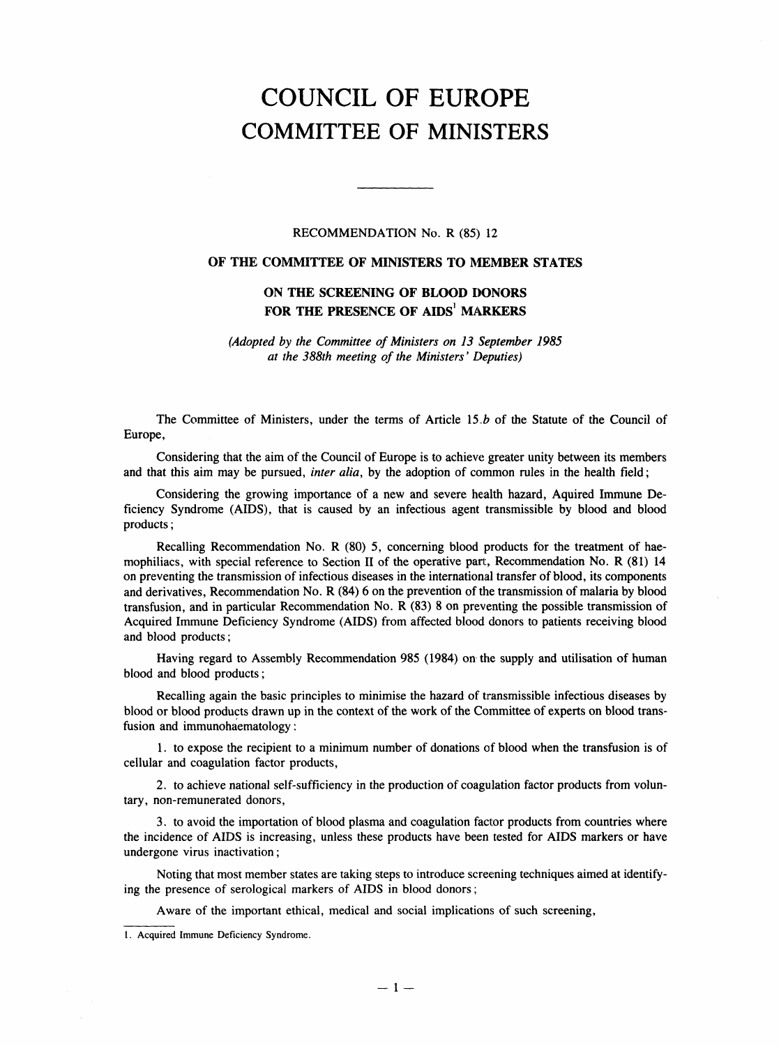# COUNCIL OF EUROPE
# COMMITTEE OF MINISTERS

---

RECOMMENDATION No. R (85) 12

## OF THE COMMITTEE OF MINISTERS TO MEMBER STATES

## ON THE SCREENING OF BLOOD DONORS FOR THE PRESENCE OF AIDS[1] MARKERS

*(Adopted by the Committee of Ministers on 13 September 1985 at the 388th meeting of the Ministers' Deputies)*

The Committee of Ministers, under the terms of Article 15.*b* of the Statute of the Council of Europe,

Considering that the aim of the Council of Europe is to achieve greater unity between its members and that this aim may be pursued, *inter alia*, by the adoption of common rules in the health field;

Considering the growing importance of a new and severe health hazard, Aquired Immune Deficiency Syndrome (AIDS), that is caused by an infectious agent transmissible by blood and blood products;

Recalling Recommendation No. R (80) 5, concerning blood products for the treatment of haemophiliacs, with special reference to Section II of the operative part, Recommendation No. R (81) 14 on preventing the transmission of infectious diseases in the international transfer of blood, its components and derivatives, Recommendation No. R (84) 6 on the prevention of the transmission of malaria by blood transfusion, and in particular Recommendation No. R (83) 8 on preventing the possible transmission of Acquired Immune Deficiency Syndrome (AIDS) from affected blood donors to patients receiving blood and blood products;

Having regard to Assembly Recommendation 985 (1984) on the supply and utilisation of human blood and blood products;

Recalling again the basic principles to minimise the hazard of transmissible infectious diseases by blood or blood products drawn up in the context of the work of the Committee of experts on blood transfusion and immunohaematology:

1. to expose the recipient to a minimum number of donations of blood when the transfusion is of cellular and coagulation factor products,

2. to achieve national self-sufficiency in the production of coagulation factor products from voluntary, non-remunerated donors,

3. to avoid the importation of blood plasma and coagulation factor products from countries where the incidence of AIDS is increasing, unless these products have been tested for AIDS markers or have undergone virus inactivation;

Noting that most member states are taking steps to introduce screening techniques aimed at identifying the presence of serological markers of AIDS in blood donors;

Aware of the important ethical, medical and social implications of such screening,

---

1. Acquired Immune Deficiency Syndrome.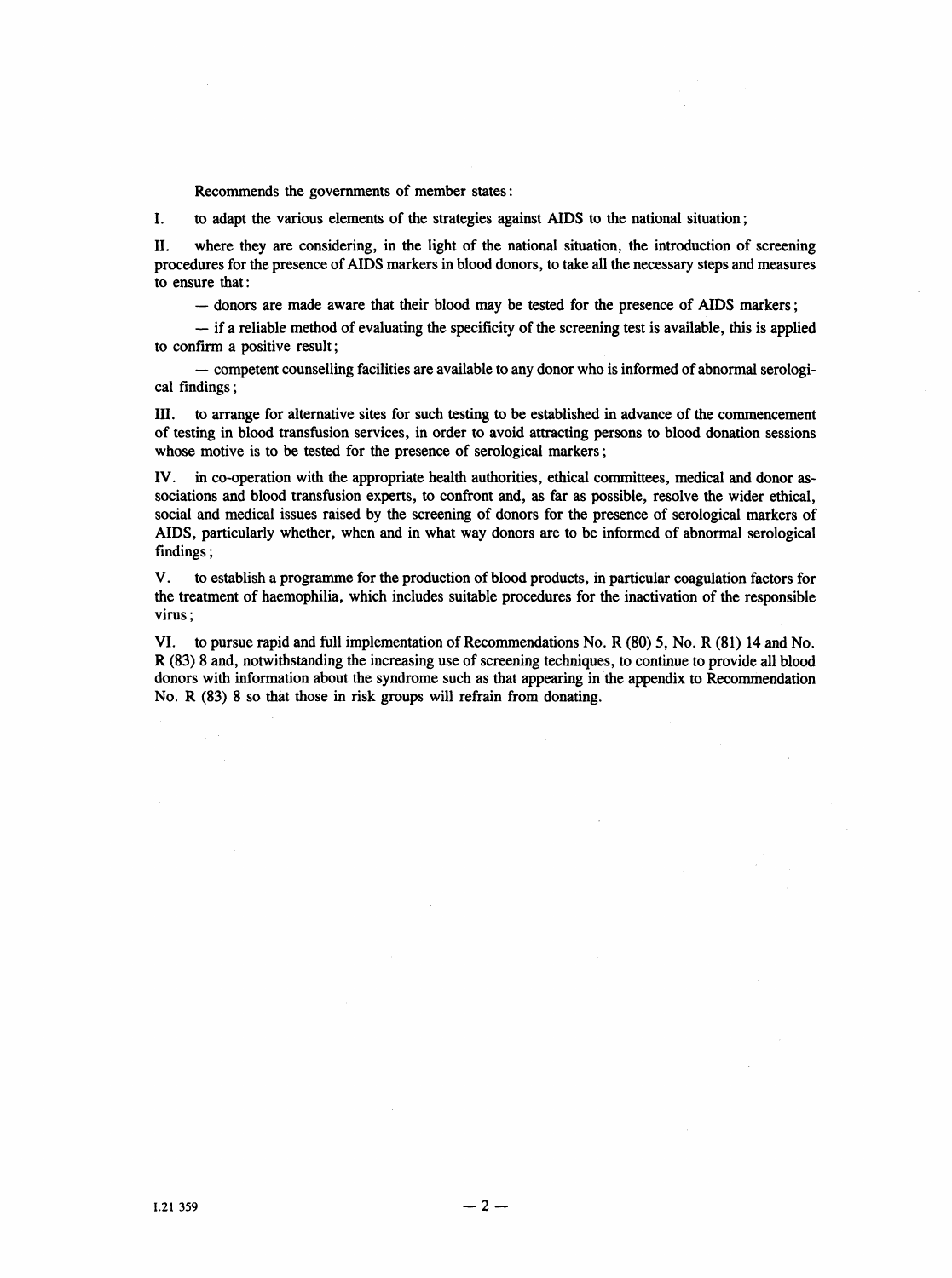Recommends the governments of member states:

I. to adapt the various elements of the strategies against AIDS to the national situation;

II. where they are considering, in the light of the national situation, the introduction of screening procedures for the presence of AIDS markers in blood donors, to take all the necessary steps and measures to ensure that:

— donors are made aware that their blood may be tested for the presence of AIDS markers;

— if a reliable method of evaluating the specificity of the screening test is available, this is applied to confirm a positive result;

— competent counselling facilities are available to any donor who is informed of abnormal serological findings;

III. to arrange for alternative sites for such testing to be established in advance of the commencement of testing in blood transfusion services, in order to avoid attracting persons to blood donation sessions whose motive is to be tested for the presence of serological markers;

IV. in co-operation with the appropriate health authorities, ethical committees, medical and donor associations and blood transfusion experts, to confront and, as far as possible, resolve the wider ethical, social and medical issues raised by the screening of donors for the presence of serological markers of AIDS, particularly whether, when and in what way donors are to be informed of abnormal serological findings;

V. to establish a programme for the production of blood products, in particular coagulation factors for the treatment of haemophilia, which includes suitable procedures for the inactivation of the responsible virus;

VI. to pursue rapid and full implementation of Recommendations No. R (80) 5, No. R (81) 14 and No. R (83) 8 and, notwithstanding the increasing use of screening techniques, to continue to provide all blood donors with information about the syndrome such as that appearing in the appendix to Recommendation No. R (83) 8 so that those in risk groups will refrain from donating.

I.21 359